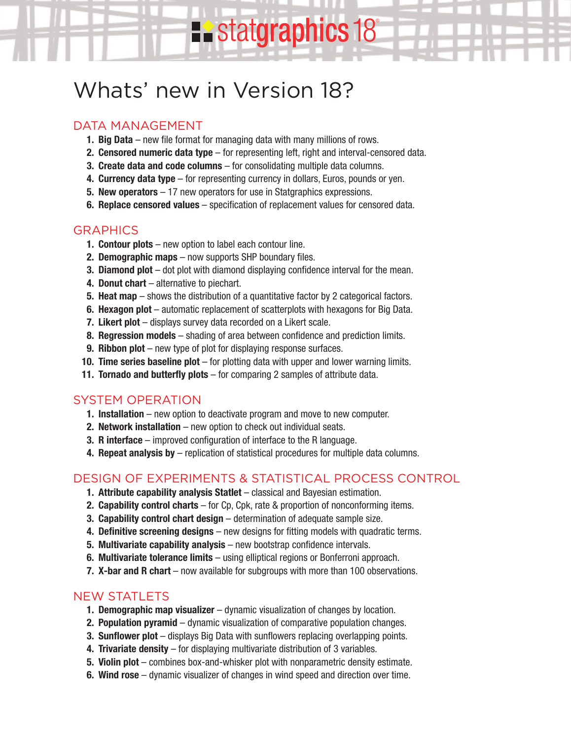# statgraphics 18®

# Whats' new in Version 18?

## DATA MANAGEMENT

1. **Big Data** – new file format for managing data with many millions of rows.
2. **Censored numeric data type** – for representing left, right and interval-censored data.
3. **Create data and code columns** – for consolidating multiple data columns.
4. **Currency data type** – for representing currency in dollars, Euros, pounds or yen.
5. **New operators** – 17 new operators for use in Statgraphics expressions.
6. **Replace censored values** – specification of replacement values for censored data.

## GRAPHICS

1. **Contour plots** – new option to label each contour line.
2. **Demographic maps** – now supports SHP boundary files.
3. **Diamond plot** – dot plot with diamond displaying confidence interval for the mean.
4. **Donut chart** – alternative to piechart.
5. **Heat map** – shows the distribution of a quantitative factor by 2 categorical factors.
6. **Hexagon plot** – automatic replacement of scatterplots with hexagons for Big Data.
7. **Likert plot** – displays survey data recorded on a Likert scale.
8. **Regression models** – shading of area between confidence and prediction limits.
9. **Ribbon plot** – new type of plot for displaying response surfaces.
10. **Time series baseline plot** – for plotting data with upper and lower warning limits.
11. **Tornado and butterfly plots** – for comparing 2 samples of attribute data.

## SYSTEM OPERATION

1. **Installation** – new option to deactivate program and move to new computer.
2. **Network installation** – new option to check out individual seats.
3. **R interface** – improved configuration of interface to the R language.
4. **Repeat analysis by** – replication of statistical procedures for multiple data columns.

## DESIGN OF EXPERIMENTS & STATISTICAL PROCESS CONTROL

1. **Attribute capability analysis Statlet** – classical and Bayesian estimation.
2. **Capability control charts** – for Cp, Cpk, rate & proportion of nonconforming items.
3. **Capability control chart design** – determination of adequate sample size.
4. **Definitive screening designs** – new designs for fitting models with quadratic terms.
5. **Multivariate capability analysis** – new bootstrap confidence intervals.
6. **Multivariate tolerance limits** – using elliptical regions or Bonferroni approach.
7. **X-bar and R chart** – now available for subgroups with more than 100 observations.

## NEW STATLETS

1. **Demographic map visualizer** – dynamic visualization of changes by location.
2. **Population pyramid** – dynamic visualization of comparative population changes.
3. **Sunflower plot** – displays Big Data with sunflowers replacing overlapping points.
4. **Trivariate density** – for displaying multivariate distribution of 3 variables.
5. **Violin plot** – combines box-and-whisker plot with nonparametric density estimate.
6. **Wind rose** – dynamic visualizer of changes in wind speed and direction over time.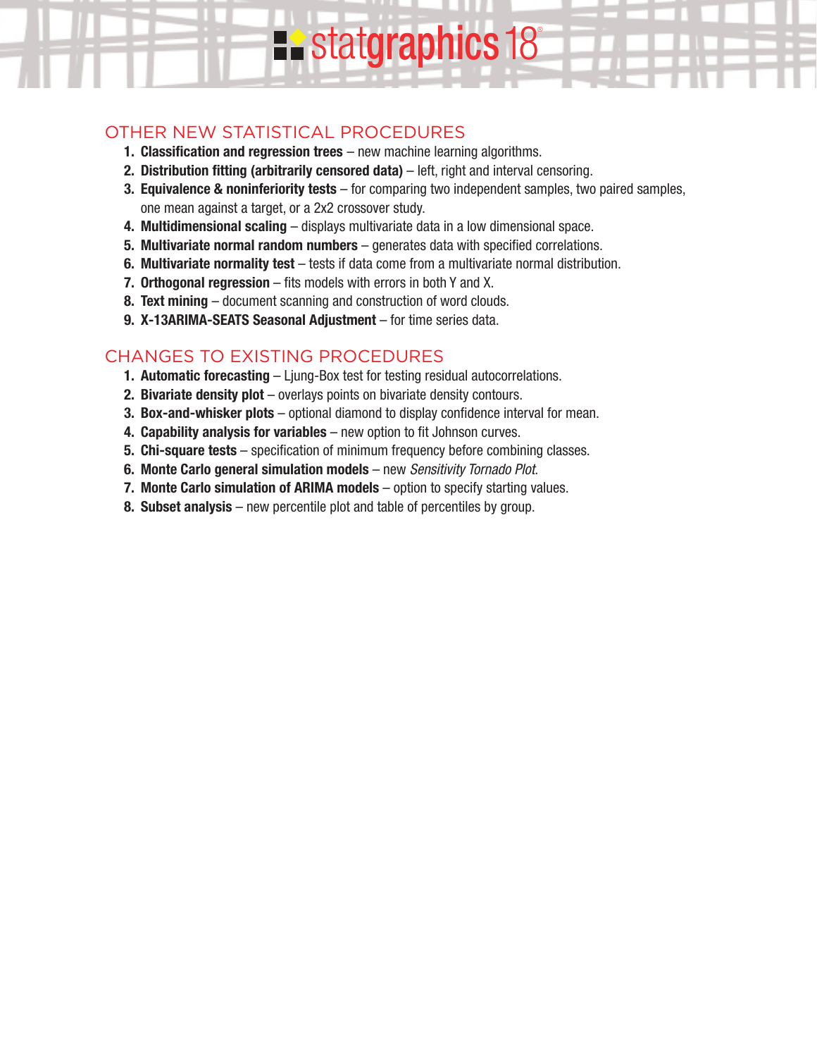## OTHER NEW STATISTICAL PROCEDURES

1. **Classification and regression trees** – new machine learning algorithms.
2. **Distribution fitting (arbitrarily censored data)** – left, right and interval censoring.
3. **Equivalence & noninferiority tests** – for comparing two independent samples, two paired samples, one mean against a target, or a 2x2 crossover study.
4. **Multidimensional scaling** – displays multivariate data in a low dimensional space.
5. **Multivariate normal random numbers** – generates data with specified correlations.
6. **Multivariate normality test** – tests if data come from a multivariate normal distribution.
7. **Orthogonal regression** – fits models with errors in both Y and X.
8. **Text mining** – document scanning and construction of word clouds.
9. **X-13ARIMA-SEATS Seasonal Adjustment** – for time series data.

## CHANGES TO EXISTING PROCEDURES

1. **Automatic forecasting** – Ljung-Box test for testing residual autocorrelations.
2. **Bivariate density plot** – overlays points on bivariate density contours.
3. **Box-and-whisker plots** – optional diamond to display confidence interval for mean.
4. **Capability analysis for variables** – new option to fit Johnson curves.
5. **Chi-square tests** – specification of minimum frequency before combining classes.
6. **Monte Carlo general simulation models** – new *Sensitivity Tornado Plot*.
7. **Monte Carlo simulation of ARIMA models** – option to specify starting values.
8. **Subset analysis** – new percentile plot and table of percentiles by group.